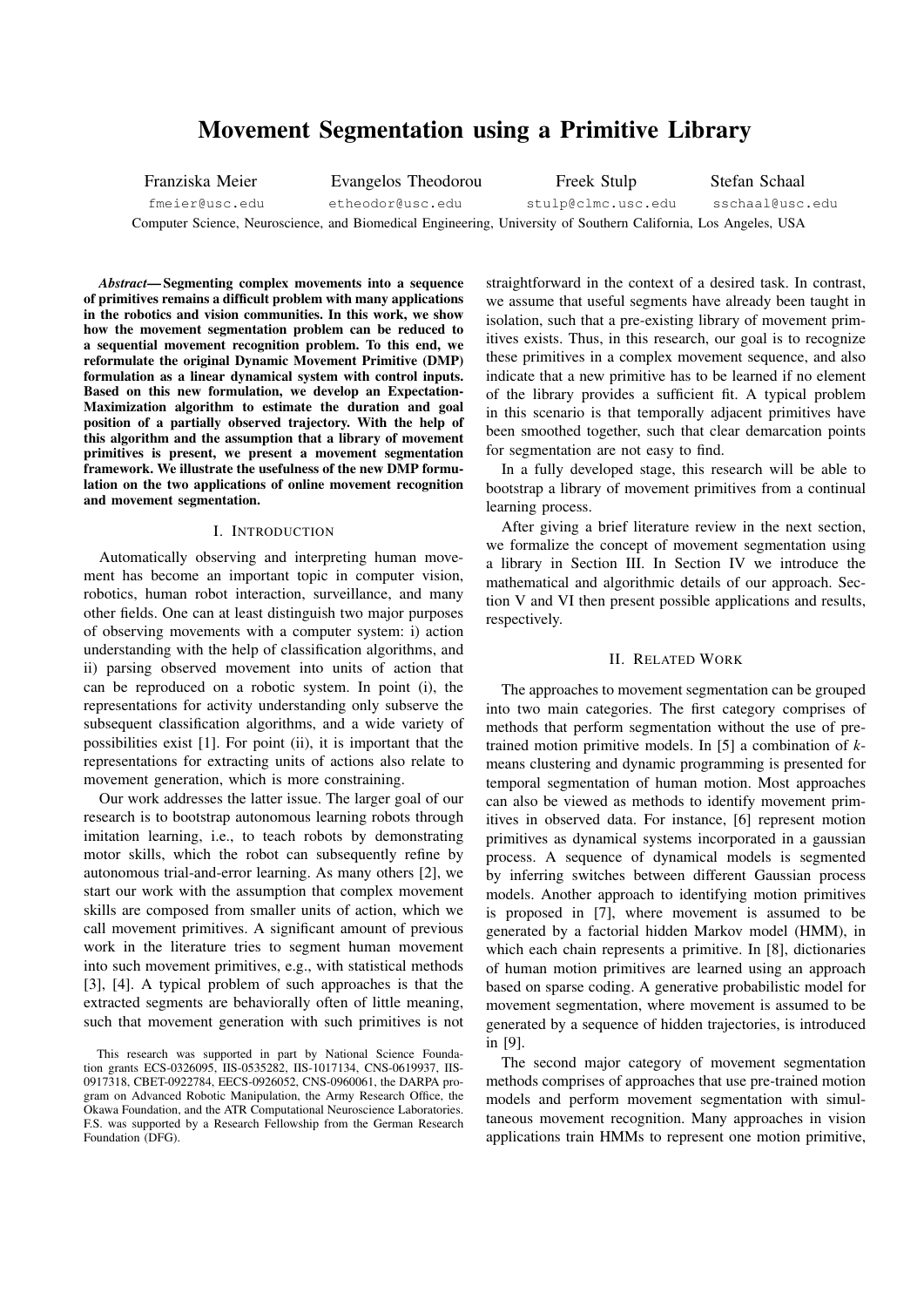# Movement Segmentation using a Primitive Library

Franziska Meier  
fmeier@usc.edu

Evangelos Theodorou  
etheodor@usc.edu

Freek Stulp  
stulp@clmc.usc.edu

Stefan Schaal  
sschaal@usc.edu

Computer Science, Neuroscience, and Biomedical Engineering, University of Southern California, Los Angeles, USA

***Abstract*— Segmenting complex movements into a sequence of primitives remains a difficult problem with many applications in the robotics and vision communities. In this work, we show how the movement segmentation problem can be reduced to a sequential movement recognition problem. To this end, we reformulate the original Dynamic Movement Primitive (DMP) formulation as a linear dynamical system with control inputs. Based on this new formulation, we develop an Expectation-Maximization algorithm to estimate the duration and goal position of a partially observed trajectory. With the help of this algorithm and the assumption that a library of movement primitives is present, we present a movement segmentation framework. We illustrate the usefulness of the new DMP formulation on the two applications of online movement recognition and movement segmentation.**

## I. Introduction

Automatically observing and interpreting human movement has become an important topic in computer vision, robotics, human robot interaction, surveillance, and many other fields. One can at least distinguish two major purposes of observing movements with a computer system: i) action understanding with the help of classification algorithms, and ii) parsing observed movement into units of action that can be reproduced on a robotic system. In point (i), the representations for activity understanding only subserve the subsequent classification algorithms, and a wide variety of possibilities exist [1]. For point (ii), it is important that the representations for extracting units of actions also relate to movement generation, which is more constraining.

Our work addresses the latter issue. The larger goal of our research is to bootstrap autonomous learning robots through imitation learning, i.e., to teach robots by demonstrating motor skills, which the robot can subsequently refine by autonomous trial-and-error learning. As many others [2], we start our work with the assumption that complex movement skills are composed from smaller units of action, which we call movement primitives. A significant amount of previous work in the literature tries to segment human movement into such movement primitives, e.g., with statistical methods [3], [4]. A typical problem of such approaches is that the extracted segments are behaviorally often of little meaning, such that movement generation with such primitives is not straightforward in the context of a desired task. In contrast, we assume that useful segments have already been taught in isolation, such that a pre-existing library of movement primitives exists. Thus, in this research, our goal is to recognize these primitives in a complex movement sequence, and also indicate that a new primitive has to be learned if no element of the library provides a sufficient fit. A typical problem in this scenario is that temporally adjacent primitives have been smoothed together, such that clear demarcation points for segmentation are not easy to find.

In a fully developed stage, this research will be able to bootstrap a library of movement primitives from a continual learning process.

After giving a brief literature review in the next section, we formalize the concept of movement segmentation using a library in Section III. In Section IV we introduce the mathematical and algorithmic details of our approach. Section V and VI then present possible applications and results, respectively.

## II. Related Work

The approaches to movement segmentation can be grouped into two main categories. The first category comprises of methods that perform segmentation without the use of pre-trained motion primitive models. In [5] a combination of $k$-means clustering and dynamic programming is presented for temporal segmentation of human motion. Most approaches can also be viewed as methods to identify movement primitives in observed data. For instance, [6] represent motion primitives as dynamical systems incorporated in a gaussian process. A sequence of dynamical models is segmented by inferring switches between different Gaussian process models. Another approach to identifying motion primitives is proposed in [7], where movement is assumed to be generated by a factorial hidden Markov model (HMM), in which each chain represents a primitive. In [8], dictionaries of human motion primitives are learned using an approach based on sparse coding. A generative probabilistic model for movement segmentation, where movement is assumed to be generated by a sequence of hidden trajectories, is introduced in [9].

The second major category of movement segmentation methods comprises of approaches that use pre-trained motion models and perform movement segmentation with simultaneous movement recognition. Many approaches in vision applications train HMMs to represent one motion primitive,

This research was supported in part by National Science Foundation grants ECS-0326095, IIS-0535282, IIS-1017134, CNS-0619937, IIS-0917318, CBET-0922784, EECS-0926052, CNS-0960061, the DARPA program on Advanced Robotic Manipulation, the Army Research Office, the Okawa Foundation, and the ATR Computational Neuroscience Laboratories. F.S. was supported by a Research Fellowship from the German Research Foundation (DFG).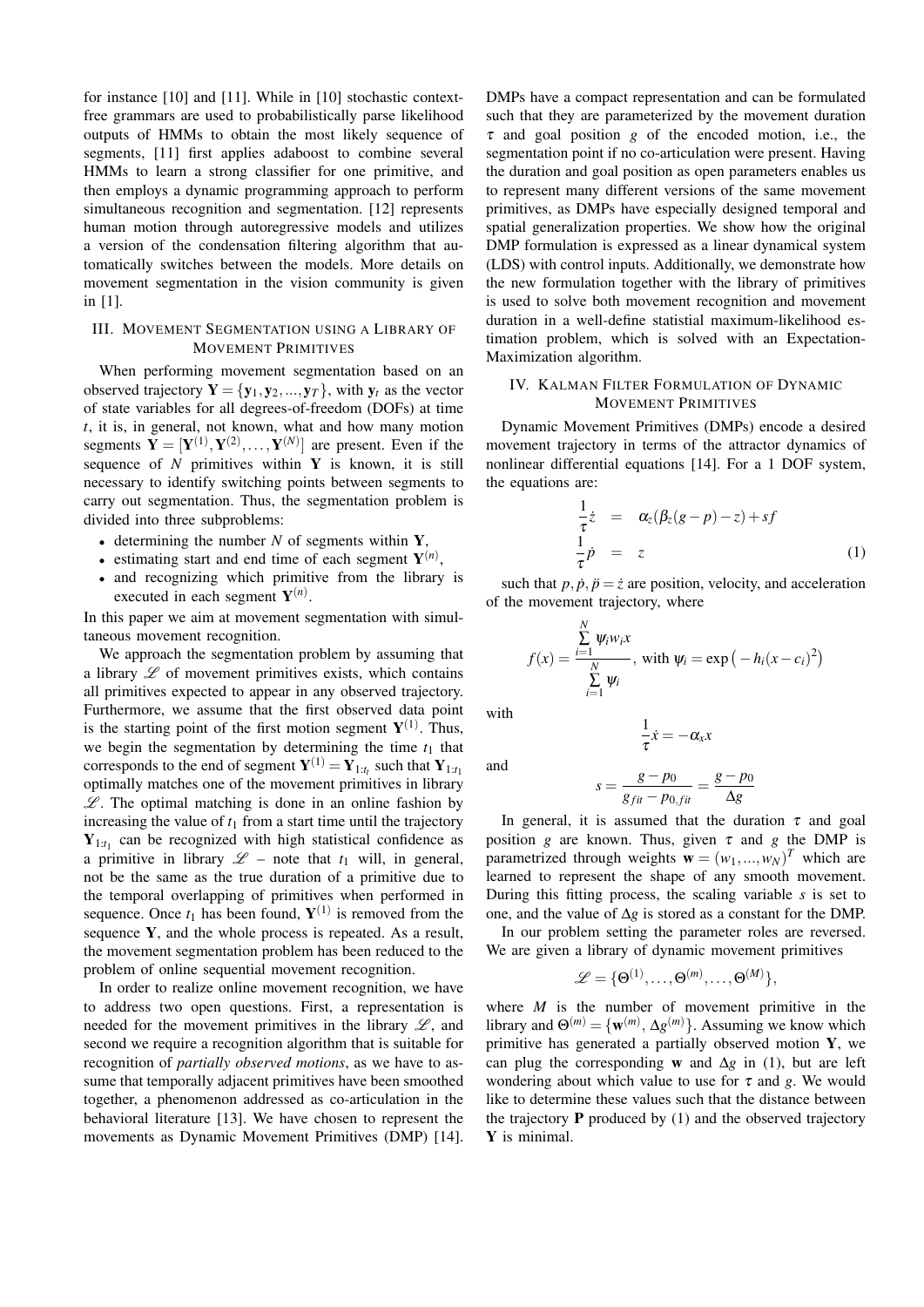for instance [10] and [11]. While in [10] stochastic context-free grammars are used to probabilistically parse likelihood outputs of HMMs to obtain the most likely sequence of segments, [11] first applies adaboost to combine several HMMs to learn a strong classifier for one primitive, and then employs a dynamic programming approach to perform simultaneous recognition and segmentation. [12] represents human motion through autoregressive models and utilizes a version of the condensation filtering algorithm that automatically switches between the models. More details on movement segmentation in the vision community is given in [1].

## III. Movement Segmentation using a Library of Movement Primitives

When performing movement segmentation based on an observed trajectory $\mathbf{Y} = \{\mathbf{y}_1, \mathbf{y}_2, ..., \mathbf{y}_T\}$, with $\mathbf{y}_t$ as the vector of state variables for all degrees-of-freedom (DOFs) at time $t$, it is, in general, not known, what and how many motion segments $\mathbf{Y} = [\mathbf{Y}^{(1)}, \mathbf{Y}^{(2)}, \ldots, \mathbf{Y}^{(N)}]$ are present. Even if the sequence of $N$ primitives within $\mathbf{Y}$ is known, it is still necessary to identify switching points between segments to carry out segmentation. Thus, the segmentation problem is divided into three subproblems:

- determining the number $N$ of segments within $\mathbf{Y}$,
- estimating start and end time of each segment $\mathbf{Y}^{(n)}$,
- and recognizing which primitive from the library is executed in each segment $\mathbf{Y}^{(n)}$.

In this paper we aim at movement segmentation with simultaneous movement recognition.

We approach the segmentation problem by assuming that a library $\mathscr{L}$ of movement primitives exists, which contains all primitives expected to appear in any observed trajectory. Furthermore, we assume that the first observed data point is the starting point of the first motion segment $\mathbf{Y}^{(1)}$. Thus, we begin the segmentation by determining the time $t_1$ that corresponds to the end of segment $\mathbf{Y}^{(1)} = \mathbf{Y}_{1:t_1}$ such that $\mathbf{Y}_{1:t_1}$ optimally matches one of the movement primitives in library $\mathscr{L}$. The optimal matching is done in an online fashion by increasing the value of $t_1$ from a start time until the trajectory $\mathbf{Y}_{1:t_1}$ can be recognized with high statistical confidence as a primitive in library $\mathscr{L}$ – note that $t_1$ will, in general, not be the same as the true duration of a primitive due to the temporal overlapping of primitives when performed in sequence. Once $t_1$ has been found, $\mathbf{Y}^{(1)}$ is removed from the sequence $\mathbf{Y}$, and the whole process is repeated. As a result, the movement segmentation problem has been reduced to the problem of online sequential movement recognition.

In order to realize online movement recognition, we have to address two open questions. First, a representation is needed for the movement primitives in the library $\mathscr{L}$, and second we require a recognition algorithm that is suitable for recognition of *partially observed motions*, as we have to assume that temporally adjacent primitives have been smoothed together, a phenomenon addressed as co-articulation in the behavioral literature [13]. We have chosen to represent the movements as Dynamic Movement Primitives (DMP) [14]. DMPs have a compact representation and can be formulated such that they are parameterized by the movement duration $\tau$ and goal position $g$ of the encoded motion, i.e., the segmentation point if no co-articulation were present. Having the duration and goal position as open parameters enables us to represent many different versions of the same movement primitives, as DMPs have especially designed temporal and spatial generalization properties. We show how the original DMP formulation is expressed as a linear dynamical system (LDS) with control inputs. Additionally, we demonstrate how the new formulation together with the library of primitives is used to solve both movement recognition and movement duration in a well-define statistial maximum-likelihood estimation problem, which is solved with an Expectation-Maximization algorithm.

## IV. Kalman Filter Formulation of Dynamic Movement Primitives

Dynamic Movement Primitives (DMPs) encode a desired movement trajectory in terms of the attractor dynamics of nonlinear differential equations [14]. For a 1 DOF system, the equations are:

$$
\begin{aligned}
\frac{1}{\tau}\dot{z} &= \alpha_z(\beta_z(g-p)-z)+sf \\
\frac{1}{\tau}\dot{p} &= z
\end{aligned}
\tag{1}
$$

such that $p, \dot{p}, \ddot{p} = \dot{z}$ are position, velocity, and acceleration of the movement trajectory, where

$$
f(x) = \frac{\sum_{i=1}^{N} \psi_i w_i x}{\sum_{i=1}^{N} \psi_i}, \text{ with } \psi_i = \exp\left(-h_i(x-c_i)^2\right)
$$

with

$$
\frac{1}{\tau}\dot{x} = -\alpha_x x
$$

and

$$
s = \frac{g-p_0}{g_{fit}-p_{0,fit}} = \frac{g-p_0}{\Delta g}
$$

In general, it is assumed that the duration $\tau$ and goal position $g$ are known. Thus, given $\tau$ and $g$ the DMP is parametrized through weights $\mathbf{w} = (w_1, ..., w_N)^T$ which are learned to represent the shape of any smooth movement. During this fitting process, the scaling variable $s$ is set to one, and the value of $\Delta g$ is stored as a constant for the DMP.

In our problem setting the parameter roles are reversed. We are given a library of dynamic movement primitives

$$
\mathscr{L} = \{\Theta^{(1)}, \ldots, \Theta^{(m)}, \ldots, \Theta^{(M)}\},
$$

where $M$ is the number of movement primitive in the library and $\Theta^{(m)} = \{\mathbf{w}^{(m)}, \Delta g^{(m)}\}$. Assuming we know which primitive has generated a partially observed motion $\mathbf{Y}$, we can plug the corresponding $\mathbf{w}$ and $\Delta g$ in (1), but are left wondering about which value to use for $\tau$ and $g$. We would like to determine these values such that the distance between the trajectory $\mathbf{P}$ produced by (1) and the observed trajectory $\mathbf{Y}$ is minimal.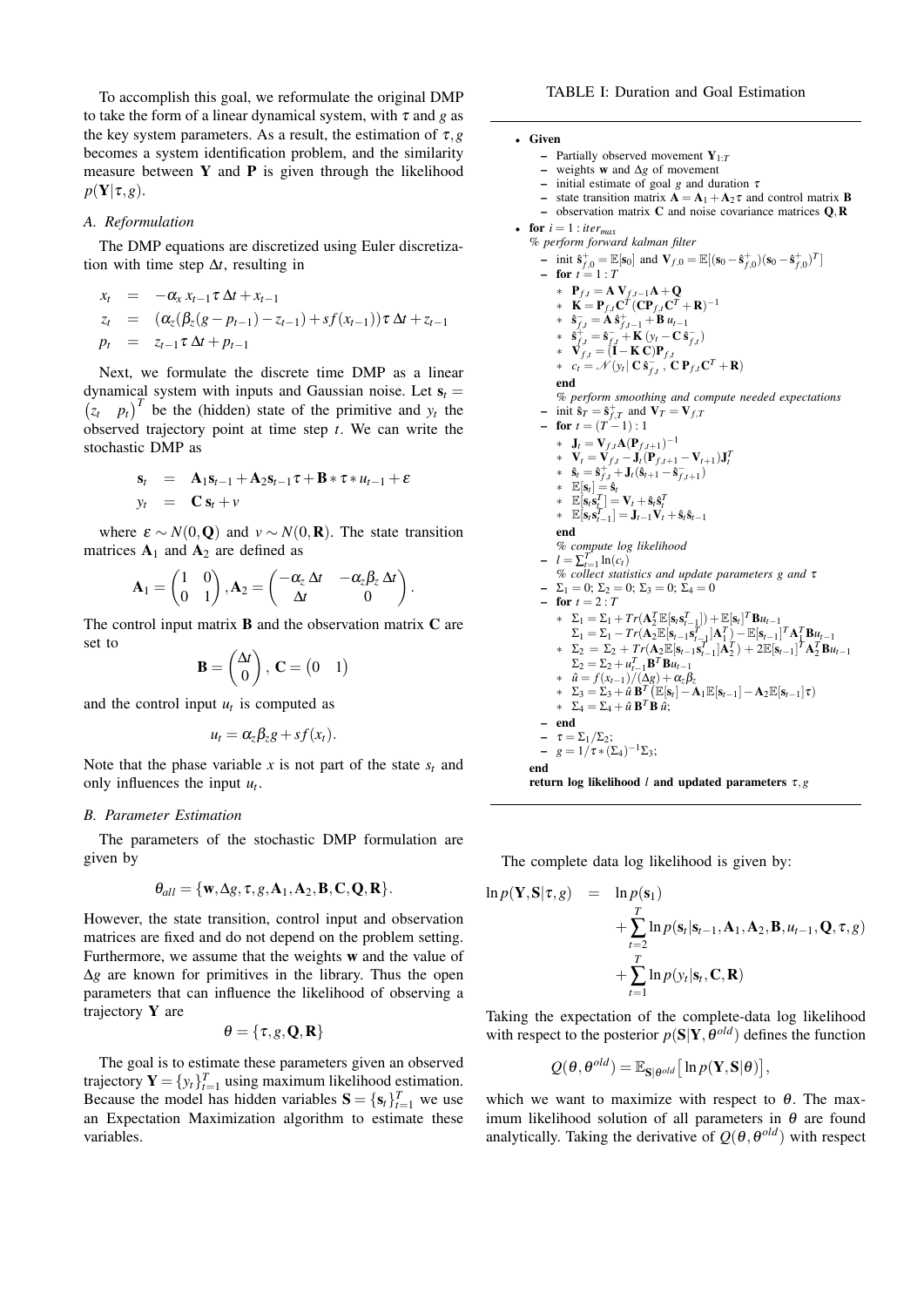To accomplish this goal, we reformulate the original DMP to take the form of a linear dynamical system, with $\tau$ and $g$ as the key system parameters. As a result, the estimation of $\tau, g$ becomes a system identification problem, and the similarity measure between $\mathbf{Y}$ and $\mathbf{P}$ is given through the likelihood $p(\mathbf{Y}|\tau, g)$.

### A. Reformulation

The DMP equations are discretized using Euler discretization with time step $\Delta t$, resulting in

$$
\begin{aligned}
x_t &= -\alpha_x\, x_{t-1}\,\tau\,\Delta t + x_{t-1} \\
z_t &= (\alpha_z(\beta_z(g - p_{t-1}) - z_{t-1}) + sf(x_{t-1}))\,\tau\,\Delta t + z_{t-1} \\
p_t &= z_{t-1}\,\tau\,\Delta t + p_{t-1}
\end{aligned}
$$

Next, we formulate the discrete time DMP as a linear dynamical system with inputs and Gaussian noise. Let $\mathbf{s}_t = \begin{pmatrix} z_t & p_t \end{pmatrix}^T$ be the (hidden) state of the primitive and $y_t$ the observed trajectory point at time step $t$. We can write the stochastic DMP as

$$
\begin{aligned}
\mathbf{s}_t &= \mathbf{A}_1 \mathbf{s}_{t-1} + \mathbf{A}_2 \mathbf{s}_{t-1}\tau + \mathbf{B} * \tau * u_{t-1} + \varepsilon \\
y_t &= \mathbf{C}\,\mathbf{s}_t + \nu
\end{aligned}
$$

where $\varepsilon \sim N(0, \mathbf{Q})$ and $\nu \sim N(0, \mathbf{R})$. The state transition matrices $\mathbf{A}_1$ and $\mathbf{A}_2$ are defined as

$$
\mathbf{A}_1 = \begin{pmatrix} 1 & 0 \\ 0 & 1 \end{pmatrix}, \mathbf{A}_2 = \begin{pmatrix} -\alpha_z\,\Delta t & -\alpha_z\beta_z\,\Delta t \\ \Delta t & 0 \end{pmatrix}.
$$

The control input matrix $\mathbf{B}$ and the observation matrix $\mathbf{C}$ are set to

$$
\mathbf{B} = \begin{pmatrix} \Delta t \\ 0 \end{pmatrix},\ \mathbf{C} = \begin{pmatrix} 0 & 1 \end{pmatrix}
$$

and the control input $u_t$ is computed as

$$
u_t = \alpha_z\beta_z g + sf(x_t).
$$

Note that the phase variable $x$ is not part of the state $s_t$ and only influences the input $u_t$.

### B. Parameter Estimation

The parameters of the stochastic DMP formulation are given by

$$
\theta_{all} = \{\mathbf{w}, \Delta g, \tau, g, \mathbf{A}_1, \mathbf{A}_2, \mathbf{B}, \mathbf{C}, \mathbf{Q}, \mathbf{R}\}.
$$

However, the state transition, control input and observation matrices are fixed and do not depend on the problem setting. Furthermore, we assume that the weights $\mathbf{w}$ and the value of $\Delta g$ are known for primitives in the library. Thus the open parameters that can influence the likelihood of observing a trajectory $\mathbf{Y}$ are

$$
\theta = \{\tau, g, \mathbf{Q}, \mathbf{R}\}
$$

The goal is to estimate these parameters given an observed trajectory $\mathbf{Y} = \{y_t\}_{t=1}^{T}$ using maximum likelihood estimation. Because the model has hidden variables $\mathbf{S} = \{\mathbf{s}_t\}_{t=1}^{T}$ we use an Expectation Maximization algorithm to estimate these variables.

TABLE I: Duration and Goal Estimation

- **Given**
  - Partially observed movement $\mathbf{Y}_{1:T}$
  - weights $\mathbf{w}$ and $\Delta g$ of movement
  - initial estimate of goal $g$ and duration $\tau$
  - state transition matrix $\mathbf{A} = \mathbf{A}_1 + \mathbf{A}_2\tau$ and control matrix $\mathbf{B}$
  - observation matrix $\mathbf{C}$ and noise covariance matrices $\mathbf{Q}, \mathbf{R}$
- **for** $i = 1 : iter_{max}$

  *% perform forward kalman filter*
  - init $\hat{\mathbf{s}}^{+}_{f,0} = \mathbb{E}[\mathbf{s}_0]$ and $\mathbf{V}_{f,0} = \mathbb{E}[(\mathbf{s}_0 - \hat{\mathbf{s}}^{+}_{f,0})(\mathbf{s}_0 - \hat{\mathbf{s}}^{+}_{f,0})^T]$
  - **for** $t = 1 : T$
    - $\mathbf{P}_{f,t} = \mathbf{A}\,\mathbf{V}_{f,t-1}\mathbf{A} + \mathbf{Q}$
    - $\mathbf{K} = \mathbf{P}_{f,t}\mathbf{C}^T(\mathbf{C}\mathbf{P}_{f,t}\mathbf{C}^T + \mathbf{R})^{-1}$
    - $\hat{\mathbf{s}}^{-}_{f,t} = \mathbf{A}\,\hat{\mathbf{s}}^{+}_{f,t-1} + \mathbf{B}\,u_{t-1}$
    - $\hat{\mathbf{s}}^{+}_{f,t} = \hat{\mathbf{s}}^{-}_{f,t} + \mathbf{K}\,(y_t - \mathbf{C}\,\hat{\mathbf{s}}^{-}_{f,t})$
    - $\mathbf{V}_{f,t} = (\mathbf{I} - \mathbf{K}\,\mathbf{C})\mathbf{P}_{f,t}$
    - $c_t = \mathcal{N}(y_t|\,\mathbf{C}\,\hat{\mathbf{s}}^{-}_{f,t}\,,\,\mathbf{C}\,\mathbf{P}_{f,t}\mathbf{C}^T + \mathbf{R})$

    **end**

  *% perform smoothing and compute needed expectations*
  - init $\hat{\mathbf{s}}_T = \hat{\mathbf{s}}^{+}_{f,T}$ and $\mathbf{V}_T = \mathbf{V}_{f,T}$
  - **for** $t = (T-1) : 1$
    - $\mathbf{J}_t = \mathbf{V}_{f,t}\mathbf{A}(\mathbf{P}_{f,t+1})^{-1}$
    - $\mathbf{V}_t = \mathbf{V}_{f,t} - \mathbf{J}_t(\mathbf{P}_{f,t+1} - \mathbf{V}_{t+1})\mathbf{J}_t^T$
    - $\hat{\mathbf{s}}_t = \hat{\mathbf{s}}^{+}_{f,t} + \mathbf{J}_t(\hat{\mathbf{s}}_{t+1} - \hat{\mathbf{s}}^{-}_{f,t+1})$
    - $\mathbb{E}[\mathbf{s}_t] = \hat{\mathbf{s}}_t$
    - $\mathbb{E}[\mathbf{s}_t\mathbf{s}_t^T] = \mathbf{V}_t + \hat{\mathbf{s}}_t\hat{\mathbf{s}}_t^T$
    - $\mathbb{E}[\mathbf{s}_t\mathbf{s}_{t-1}^T] = \mathbf{J}_{t-1}\mathbf{V}_t + \hat{\mathbf{s}}_t\hat{\mathbf{s}}_{t-1}$

    **end**

  *% compute log likelihood*
  - $l = \sum_{t=1}^{T}\ln(c_t)$

  *% collect statistics and update parameters g and τ*
  - $\Sigma_1 = 0;\ \Sigma_2 = 0;\ \Sigma_3 = 0;\ \Sigma_4 = 0$
  - **for** $t = 2 : T$
    - $\Sigma_1 = \Sigma_1 + Tr(\mathbf{A}_2^T\mathbb{E}[\mathbf{s}_t\mathbf{s}_{t-1}^T]) + \mathbb{E}[\mathbf{s}_t]^T\mathbf{B}u_{t-1}$
      $\Sigma_1 = \Sigma_1 - Tr(\mathbf{A}_2\mathbb{E}[\mathbf{s}_{t-1}\mathbf{s}_{t-1}^T]\mathbf{A}_1^T) - \mathbb{E}[\mathbf{s}_{t-1}]^T\mathbf{A}_1^T\mathbf{B}u_{t-1}$
    - $\Sigma_2 = \Sigma_2 + Tr(\mathbf{A}_2\mathbb{E}[\mathbf{s}_{t-1}\mathbf{s}_{t-1}^T]\mathbf{A}_2^T) + 2\mathbb{E}[\mathbf{s}_{t-1}]^T\mathbf{A}_2^T\mathbf{B}u_{t-1}$
      $\Sigma_2 = \Sigma_2 + u_{t-1}^T\mathbf{B}^T\mathbf{B}u_{t-1}$
    - $\hat{u} = f(x_{t-1})/(\Delta g) + \alpha_z\beta_z$
    - $\Sigma_3 = \Sigma_3 + \hat{u}\,\mathbf{B}^T\left(\mathbb{E}[\mathbf{s}_t] - \mathbf{A}_1\mathbb{E}[\mathbf{s}_{t-1}] - \mathbf{A}_2\mathbb{E}[\mathbf{s}_{t-1}]\tau\right)$
    - $\Sigma_4 = \Sigma_4 + \hat{u}\,\mathbf{B}^T\mathbf{B}\,\hat{u};$
  - **end**
  - $\tau = \Sigma_1/\Sigma_2;$
  - $g = 1/\tau * (\Sigma_4)^{-1}\Sigma_3;$

  **end**

  **return log likelihood $l$ and updated parameters $\tau, g$**

The complete data log likelihood is given by:

$$
\begin{aligned}
\ln p(\mathbf{Y}, \mathbf{S}|\tau, g) &= \ln p(\mathbf{s}_1) \\
&\quad + \sum_{t=2}^{T}\ln p(\mathbf{s}_t|\mathbf{s}_{t-1}, \mathbf{A}_1, \mathbf{A}_2, \mathbf{B}, u_{t-1}, \mathbf{Q}, \tau, g) \\
&\quad + \sum_{t=1}^{T}\ln p(y_t|\mathbf{s}_t, \mathbf{C}, \mathbf{R})
\end{aligned}
$$

Taking the expectation of the complete-data log likelihood with respect to the posterior $p(\mathbf{S}|\mathbf{Y}, \theta^{old})$ defines the function

$$
Q(\theta, \theta^{old}) = \mathbb{E}_{\mathbf{S}|\theta^{old}}\left[\ln p(\mathbf{Y}, \mathbf{S}|\theta)\right],
$$

which we want to maximize with respect to $\theta$. The maximum likelihood solution of all parameters in $\theta$ are found analytically. Taking the derivative of $Q(\theta, \theta^{old})$ with respect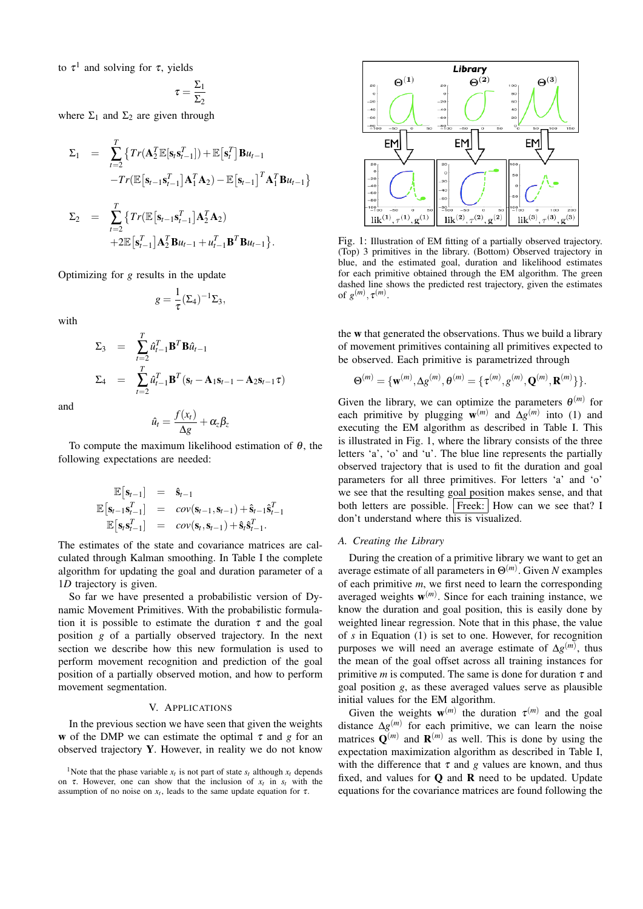to $\tau$[1] and solving for $\tau$, yields

$$\tau = \frac{\Sigma_1}{\Sigma_2}$$

where $\Sigma_1$ and $\Sigma_2$ are given through

$$\Sigma_1 = \sum_{t=2}^{T} \{ Tr(\mathbf{A}_2^T \mathbb{E}[\mathbf{s}_t \mathbf{s}_{t-1}^T]) + \mathbb{E}[\mathbf{s}_t^T] \mathbf{B} u_{t-1} - Tr(\mathbb{E}[\mathbf{s}_{t-1} \mathbf{s}_{t-1}^T] \mathbf{A}_1^T \mathbf{A}_2) - \mathbb{E}[\mathbf{s}_{t-1}]^T \mathbf{A}_1^T \mathbf{B} u_{t-1} \}$$

$$\Sigma_2 = \sum_{t=2}^{T} \{ Tr(\mathbb{E}[\mathbf{s}_{t-1} \mathbf{s}_{t-1}^T] \mathbf{A}_2^T \mathbf{A}_2) + 2\mathbb{E}[\mathbf{s}_{t-1}^T] \mathbf{A}_2^T \mathbf{B} u_{t-1} + u_{t-1}^T \mathbf{B}^T \mathbf{B} u_{t-1} \}.$$

Optimizing for $g$ results in the update

$$g = \frac{1}{\tau} (\Sigma_4)^{-1} \Sigma_3,$$

with

$$\Sigma_3 = \sum_{t=2}^{T} \hat{u}_{t-1}^T \mathbf{B}^T \mathbf{B} \hat{u}_{t-1}$$

$$\Sigma_4 = \sum_{t=2}^{T} \hat{u}_{t-1}^T \mathbf{B}^T (\mathbf{s}_t - \mathbf{A}_1 \mathbf{s}_{t-1} - \mathbf{A}_2 \mathbf{s}_{t-1} \tau)$$

and

$$\hat{u}_t = \frac{f(x_t)}{\Delta g} + \alpha_z \beta_z$$

To compute the maximum likelihood estimation of $\theta$, the following expectations are needed:

$$\mathbb{E}[\mathbf{s}_{t-1}] = \hat{\mathbf{s}}_{t-1}$$
$$\mathbb{E}[\mathbf{s}_{t-1} \mathbf{s}_{t-1}^T] = cov(\mathbf{s}_{t-1}, \mathbf{s}_{t-1}) + \hat{\mathbf{s}}_{t-1} \hat{\mathbf{s}}_{t-1}^T$$
$$\mathbb{E}[\mathbf{s}_t \mathbf{s}_{t-1}^T] = cov(\mathbf{s}_t, \mathbf{s}_{t-1}) + \hat{\mathbf{s}}_t \hat{\mathbf{s}}_{t-1}^T.$$

The estimates of the state and covariance matrices are calculated through Kalman smoothing. In Table I the complete algorithm for updating the goal and duration parameter of a $1D$ trajectory is given.

So far we have presented a probabilistic version of Dynamic Movement Primitives. With the probabilistic formulation it is possible to estimate the duration $\tau$ and the goal position $g$ of a partially observed trajectory. In the next section we describe how this new formulation is used to perform movement recognition and prediction of the goal position of a partially observed motion, and how to perform movement segmentation.

## V. Applications

In the previous section we have seen that given the weights $\mathbf{w}$ of the DMP we can estimate the optimal $\tau$ and $g$ for an observed trajectory $\mathbf{Y}$. However, in reality we do not know the $\mathbf{w}$ that generated the observations. Thus we build a library of movement primitives containing all primitives expected to be observed. Each primitive is parametrized through

$$\Theta^{(m)} = \{\mathbf{w}^{(m)}, \Delta g^{(m)}, \theta^{(m)} = \{\tau^{(m)}, g^{(m)}, \mathbf{Q}^{(m)}, \mathbf{R}^{(m)}\}\}.$$

Fig. 1: Illustration of EM fitting of a partially observed trajectory. (Top) 3 primitives in the library. (Bottom) Observed trajectory in blue, and the estimated goal, duration and likelihood estimates for each primitive obtained through the EM algorithm. The green dashed line shows the predicted rest trajectory, given the estimates of $g^{(m)}, \tau^{(m)}$.

Given the library, we can optimize the parameters $\theta^{(m)}$ for each primitive by plugging $\mathbf{w}^{(m)}$ and $\Delta g^{(m)}$ into (1) and executing the EM algorithm as described in Table I. This is illustrated in Fig. 1, where the library consists of the three letters 'a', 'o' and 'u'. The blue line represents the partially observed trajectory that is used to fit the duration and goal parameters for all three primitives. For letters 'a' and 'o' we see that the resulting goal position makes sense, and that both letters are possible. Freek: How can we see that? I don't understand where this is visualized.

### A. Creating the Library

During the creation of a primitive library we want to get an average estimate of all parameters in $\Theta^{(m)}$. Given $N$ examples of each primitive $m$, we first need to learn the corresponding averaged weights $\mathbf{w}^{(m)}$. Since for each training instance, we know the duration and goal position, this is easily done by weighted linear regression. Note that in this phase, the value of $s$ in Equation (1) is set to one. However, for recognition purposes we will need an average estimate of $\Delta g^{(m)}$, thus the mean of the goal offset across all training instances for primitive $m$ is computed. The same is done for duration $\tau$ and goal position $g$, as these averaged values serve as plausible initial values for the EM algorithm.

Given the weights $\mathbf{w}^{(m)}$ the duration $\tau^{(m)}$ and the goal distance $\Delta g^{(m)}$ for each primitive, we can learn the noise matrices $\mathbf{Q}^{(m)}$ and $\mathbf{R}^{(m)}$ as well. This is done by using the expectation maximization algorithm as described in Table I, with the difference that $\tau$ and $g$ values are known, and thus fixed, and values for $\mathbf{Q}$ and $\mathbf{R}$ need to be updated. Update equations for the covariance matrices are found following the

[1] Note that the phase variable $x_t$ is not part of state $s_t$ although $x_t$ depends on $\tau$. However, one can show that the inclusion of $x_t$ in $s_t$ with the assumption of no noise on $x_t$, leads to the same update equation for $\tau$.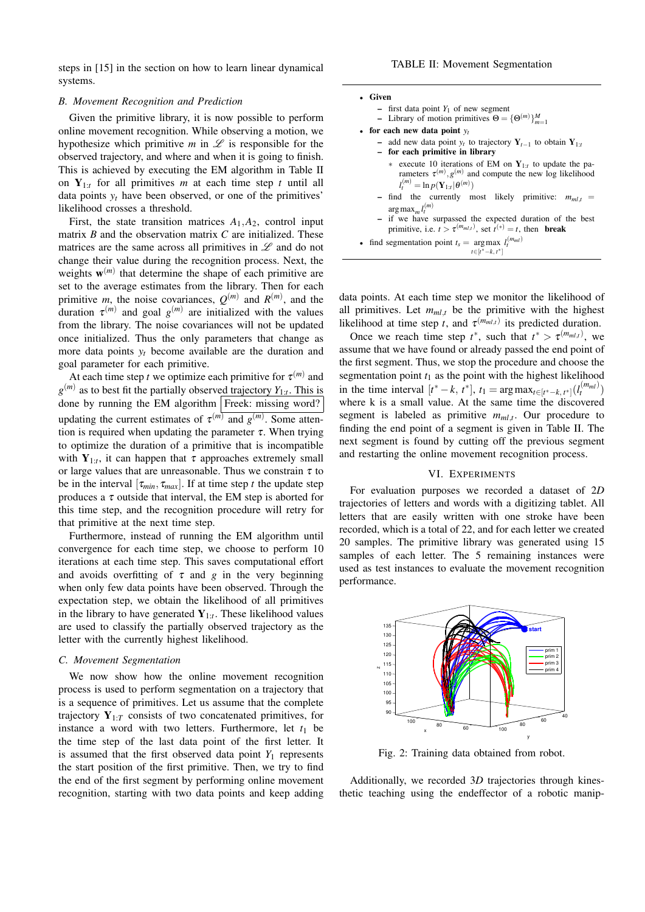steps in [15] in the section on how to learn linear dynamical systems.

### B. Movement Recognition and Prediction

Given the primitive library, it is now possible to perform online movement recognition. While observing a motion, we hypothesize which primitive $m$ in $\mathscr{L}$ is responsible for the observed trajectory, and where and when it is going to finish. This is achieved by executing the EM algorithm in Table II on $\mathbf{Y}_{1:t}$ for all primitives $m$ at each time step $t$ until all data points $y_t$ have been observed, or one of the primitives' likelihood crosses a threshold.

First, the state transition matrices $A_1$,$A_2$, control input matrix $B$ and the observation matrix $C$ are initialized. These matrices are the same across all primitives in $\mathscr{L}$ and do not change their value during the recognition process. Next, the weights $\mathbf{w}^{(m)}$ that determine the shape of each primitive are set to the average estimates from the library. Then for each primitive $m$, the noise covariances, $Q^{(m)}$ and $R^{(m)}$, and the duration $\tau^{(m)}$ and goal $g^{(m)}$ are initialized with the values from the library. The noise covariances will not be updated once initialized. Thus the only parameters that change as more data points $y_t$ become available are the duration and goal parameter for each primitive.

At each time step $t$ we optimize each primitive for $\tau^{(m)}$ and $g^{(m)}$ as to best fit the partially observed trajectory $Y_{1:t}$. This is done by running the EM algorithm Freek: missing word? updating the current estimates of $\tau^{(m)}$ and $g^{(m)}$. Some attention is required when updating the parameter $\tau$. When trying to optimize the duration of a primitive that is incompatible with $\mathbf{Y}_{1:t}$, it can happen that $\tau$ approaches extremely small or large values that are unreasonable. Thus we constrain $\tau$ to be in the interval $[\tau_{min}, \tau_{max}]$. If at time step $t$ the update step produces a $\tau$ outside that interval, the EM step is aborted for this time step, and the recognition procedure will retry for that primitive at the next time step.

Furthermore, instead of running the EM algorithm until convergence for each time step, we choose to perform 10 iterations at each time step. This saves computational effort and avoids overfitting of $\tau$ and $g$ in the very beginning when only few data points have been observed. Through the expectation step, we obtain the likelihood of all primitives in the library to have generated $\mathbf{Y}_{1:t}$. These likelihood values are used to classify the partially observed trajectory as the letter with the currently highest likelihood.

### C. Movement Segmentation

We now show how the online movement recognition process is used to perform segmentation on a trajectory that is a sequence of primitives. Let us assume that the complete trajectory $\mathbf{Y}_{1:T}$ consists of two concatenated primitives, for instance a word with two letters. Furthermore, let $t_1$ be the time step of the last data point of the first letter. It is assumed that the first observed data point $Y_1$ represents the start position of the first primitive. Then, we try to find the end of the first segment by performing online movement recognition, starting with two data points and keep adding data points. At each time step we monitor the likelihood of all primitives. Let $m_{ml,t}$ be the primitive with the highest likelihood at time step $t$, and $\tau^{(m_{ml,t})}$ its predicted duration.

Once we reach time step $t^*$, such that $t^* > \tau^{(m_{ml,t})}$, we assume that we have found or already passed the end point of the first segment. Thus, we stop the procedure and choose the segmentation point $t_1$ as the point with the highest likelihood in the time interval $[t^* - k, t^*]$, $t_1 = \arg\max_{t \in [t^*-k, t^*]}(l_t^{(m_{ml})})$ where k is a small value. At the same time the discovered segment is labeled as primitive $m_{ml,t}$. Our procedure to finding the end point of a segment is given in Table II. The next segment is found by cutting off the previous segment and restarting the online movement recognition process.

TABLE II: Movement Segmentation

- **Given**
  - first data point $Y_1$ of new segment
  - Library of motion primitives $\Theta = \{\Theta^{(m)}\}_{m=1}^{M}$
- **for each new data point** $y_t$
  - add new data point $y_t$ to trajectory $\mathbf{Y}_{t-1}$ to obtain $\mathbf{Y}_{1:t}$
  - **for each primitive in library**
    - execute 10 iterations of EM on $\mathbf{Y}_{1:t}$ to update the parameters $\tau^{(m)}, g^{(m)}$ and compute the new log likelihood $l_t^{(m)} = \ln p(\mathbf{Y}_{1:t}|\theta^{(m)})$
  - find the currently most likely primitive: $m_{ml,t} = \arg\max_m l_t^{(m)}$
  - if we have surpassed the expected duration of the best primitive, i.e. $t > \tau^{(m_{ml,t})}$, set $t^{(*)} = t$, then **break**
- find segmentation point $t_s = \arg\max_{t \in [t^*-k, t^*]} l_t^{(m_{ml})}$

## VI. Experiments

For evaluation purposes we recorded a dataset of *2D* trajectories of letters and words with a digitizing tablet. All letters that are easily written with one stroke have been recorded, which is a total of 22, and for each letter we created 20 samples. The primitive library was generated using 15 samples of each letter. The 5 remaining instances were used as test instances to evaluate the movement recognition performance.

Fig. 2: Training data obtained from robot.

Additionally, we recorded *3D* trajectories through kinesthetic teaching using the endeffector of a robotic manip-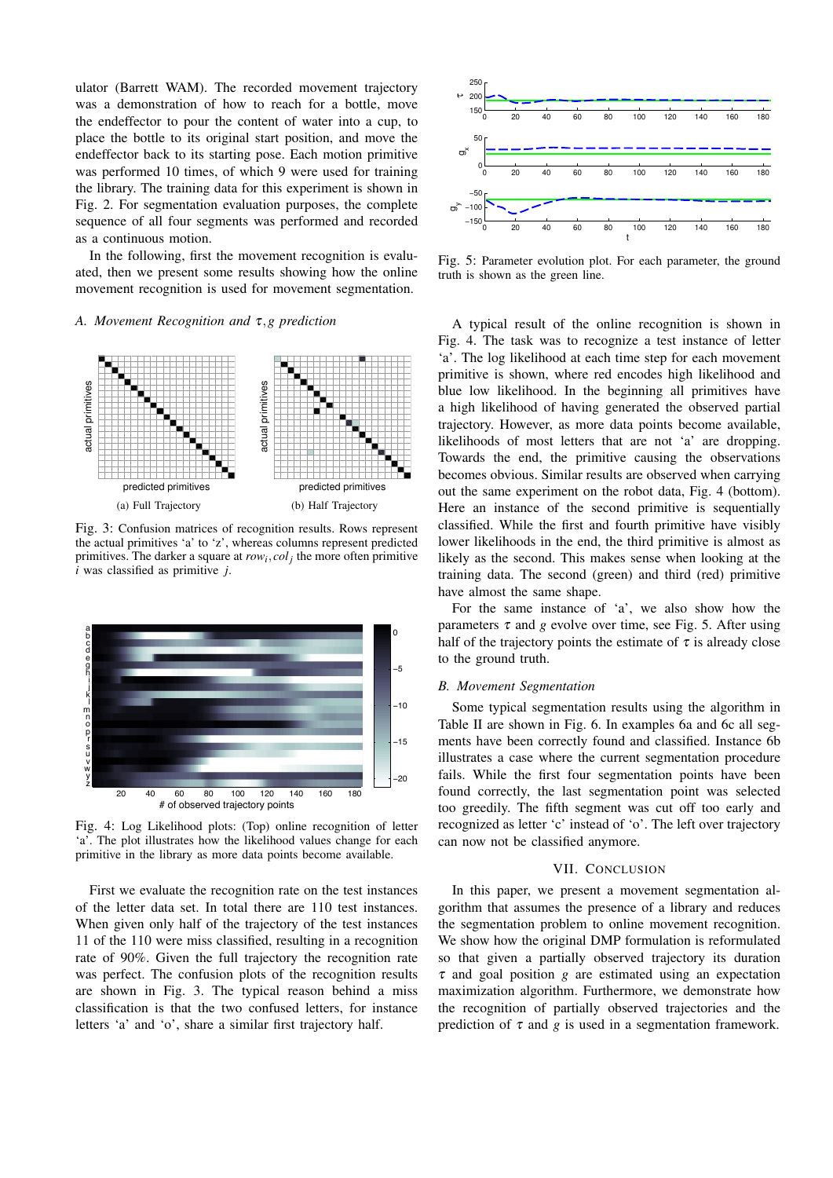ulator (Barrett WAM). The recorded movement trajectory was a demonstration of how to reach for a bottle, move the endeffector to pour the content of water into a cup, to place the bottle to its original start position, and move the endeffector back to its starting pose. Each motion primitive was performed 10 times, of which 9 were used for training the library. The training data for this experiment is shown in Fig. 2. For segmentation evaluation purposes, the complete sequence of all four segments was performed and recorded as a continuous motion.

In the following, first the movement recognition is evaluated, then we present some results showing how the online movement recognition is used for movement segmentation.

### A. Movement Recognition and $\tau, g$ prediction

Fig. 3: Confusion matrices of recognition results. Rows represent the actual primitives 'a' to 'z', whereas columns represent predicted primitives. The darker a square at $row_i, col_j$ the more often primitive $i$ was classified as primitive $j$.

(a) Full Trajectory (b) Half Trajectory

Fig. 4: Log Likelihood plots: (Top) online recognition of letter 'a'. The plot illustrates how the likelihood values change for each primitive in the library as more data points become available.

First we evaluate the recognition rate on the test instances of the letter data set. In total there are 110 test instances. When given only half of the trajectory of the test instances 11 of the 110 were miss classified, resulting in a recognition rate of 90%. Given the full trajectory the recognition rate was perfect. The confusion plots of the recognition results are shown in Fig. 3. The typical reason behind a miss classification is that the two confused letters, for instance letters 'a' and 'o', share a similar first trajectory half.

Fig. 5: Parameter evolution plot. For each parameter, the ground truth is shown as the green line.

A typical result of the online recognition is shown in Fig. 4. The task was to recognize a test instance of letter 'a'. The log likelihood at each time step for each movement primitive is shown, where red encodes high likelihood and blue low likelihood. In the beginning all primitives have a high likelihood of having generated the observed partial trajectory. However, as more data points become available, likelihoods of most letters that are not 'a' are dropping. Towards the end, the primitive causing the observations becomes obvious. Similar results are observed when carrying out the same experiment on the robot data, Fig. 4 (bottom). Here an instance of the second primitive is sequentially classified. While the first and fourth primitive have visibly lower likelihoods in the end, the third primitive is almost as likely as the second. This makes sense when looking at the training data. The second (green) and third (red) primitive have almost the same shape.

For the same instance of 'a', we also show how the parameters $\tau$ and $g$ evolve over time, see Fig. 5. After using half of the trajectory points the estimate of $\tau$ is already close to the ground truth.

### B. Movement Segmentation

Some typical segmentation results using the algorithm in Table II are shown in Fig. 6. In examples 6a and 6c all segments have been correctly found and classified. Instance 6b illustrates a case where the current segmentation procedure fails. While the first four segmentation points have been found correctly, the last segmentation point was selected too greedily. The fifth segment was cut off too early and recognized as letter 'c' instead of 'o'. The left over trajectory can now not be classified anymore.

## VII. Conclusion

In this paper, we present a movement segmentation algorithm that assumes the presence of a library and reduces the segmentation problem to online movement recognition. We show how the original DMP formulation is reformulated so that given a partially observed trajectory its duration $\tau$ and goal position $g$ are estimated using an expectation maximization algorithm. Furthermore, we demonstrate how the recognition of partially observed trajectories and the prediction of $\tau$ and $g$ is used in a segmentation framework.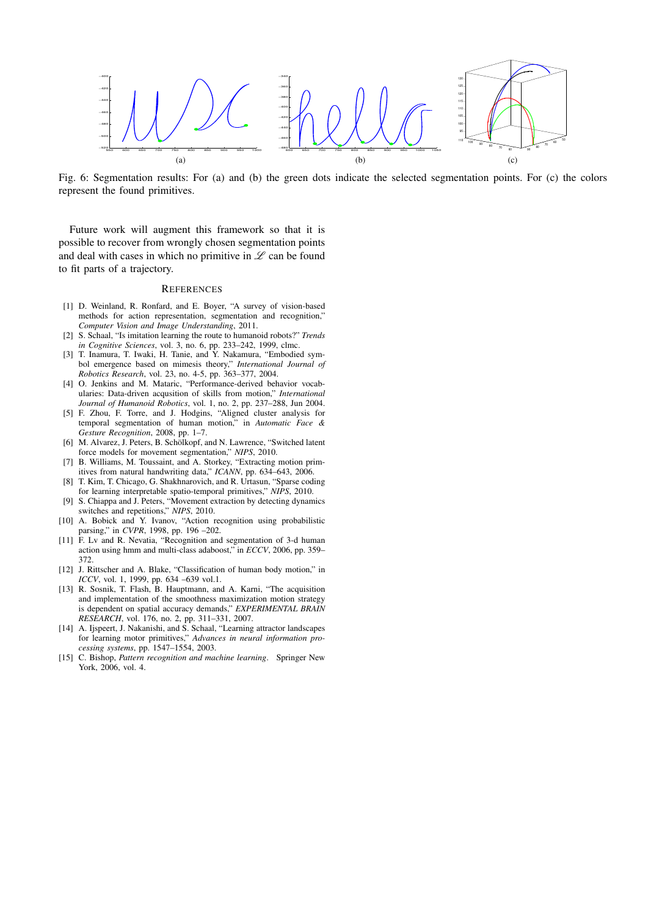Fig. 6: Segmentation results: For (a) and (b) the green dots indicate the selected segmentation points. For (c) the colors represent the found primitives.

Future work will augment this framework so that it is possible to recover from wrongly chosen segmentation points and deal with cases in which no primitive in $\mathscr{L}$ can be found to fit parts of a trajectory.

## REFERENCES

- [1] D. Weinland, R. Ronfard, and E. Boyer, "A survey of vision-based methods for action representation, segmentation and recognition," *Computer Vision and Image Understanding*, 2011.
- [2] S. Schaal, "Is imitation learning the route to humanoid robots?" *Trends in Cognitive Sciences*, vol. 3, no. 6, pp. 233–242, 1999, clmc.
- [3] T. Inamura, T. Iwaki, H. Tanie, and Y. Nakamura, "Embodied symbol emergence based on mimesis theory," *International Journal of Robotics Research*, vol. 23, no. 4-5, pp. 363–377, 2004.
- [4] O. Jenkins and M. Mataric, "Performance-derived behavior vocabularies: Data-driven acqusition of skills from motion," *International Journal of Humanoid Robotics*, vol. 1, no. 2, pp. 237–288, Jun 2004.
- [5] F. Zhou, F. Torre, and J. Hodgins, "Aligned cluster analysis for temporal segmentation of human motion," in *Automatic Face & Gesture Recognition*, 2008, pp. 1–7.
- [6] M. Alvarez, J. Peters, B. Schölkopf, and N. Lawrence, "Switched latent force models for movement segmentation," *NIPS*, 2010.
- [7] B. Williams, M. Toussaint, and A. Storkey, "Extracting motion primitives from natural handwriting data," *ICANN*, pp. 634–643, 2006.
- [8] T. Kim, T. Chicago, G. Shakhnarovich, and R. Urtasun, "Sparse coding for learning interpretable spatio-temporal primitives," *NIPS*, 2010.
- [9] S. Chiappa and J. Peters, "Movement extraction by detecting dynamics switches and repetitions," *NIPS*, 2010.
- [10] A. Bobick and Y. Ivanov, "Action recognition using probabilistic parsing," in *CVPR*, 1998, pp. 196 –202.
- [11] F. Lv and R. Nevatia, "Recognition and segmentation of 3-d human action using hmm and multi-class adaboost," in *ECCV*, 2006, pp. 359–372.
- [12] J. Rittscher and A. Blake, "Classification of human body motion," in *ICCV*, vol. 1, 1999, pp. 634 –639 vol.1.
- [13] R. Sosnik, T. Flash, B. Hauptmann, and A. Karni, "The acquisition and implementation of the smoothness maximization motion strategy is dependent on spatial accuracy demands," *EXPERIMENTAL BRAIN RESEARCH*, vol. 176, no. 2, pp. 311–331, 2007.
- [14] A. Ijspeert, J. Nakanishi, and S. Schaal, "Learning attractor landscapes for learning motor primitives," *Advances in neural information processing systems*, pp. 1547–1554, 2003.
- [15] C. Bishop, *Pattern recognition and machine learning*. Springer New York, 2006, vol. 4.